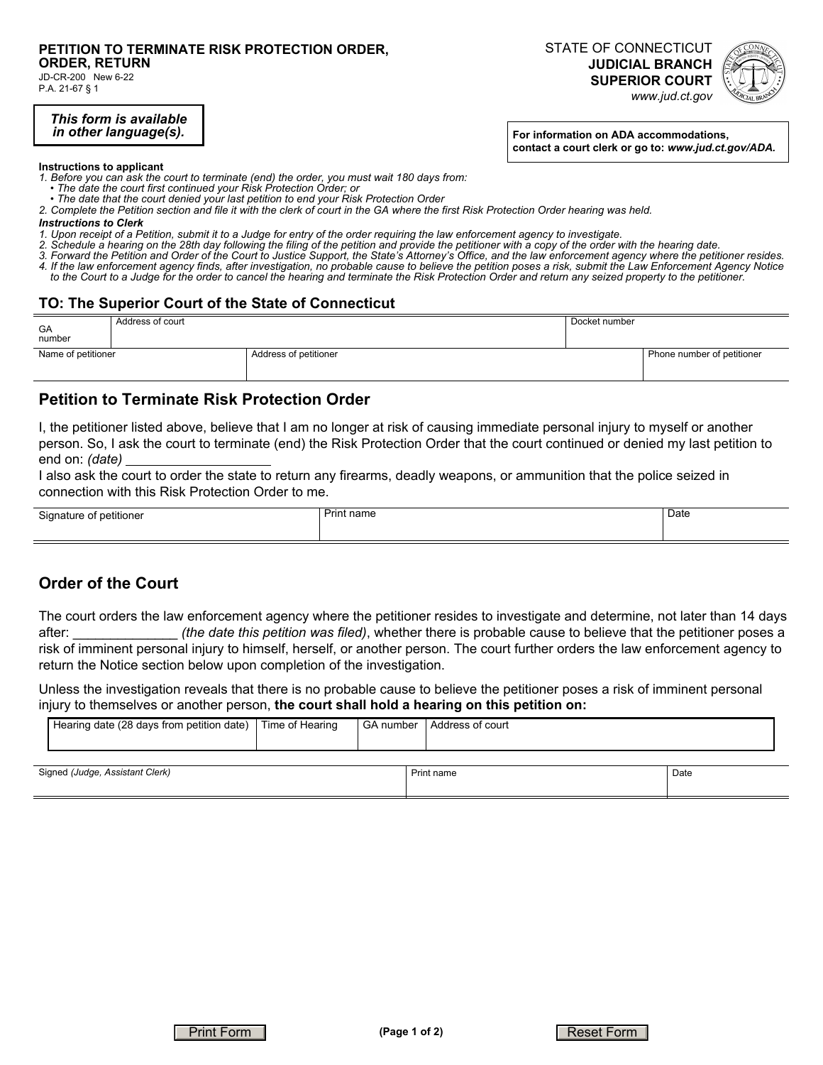**PETITION TO TERMINATE RISK PROTECTION ORDER, ORDER, RETURN**
JD-CR-200 New 6-22
P.A. 21-67 § 1

STATE OF CONNECTICUT
**JUDICIAL BRANCH**
**SUPERIOR COURT**
*www.jud.ct.gov*

***This form is available in other language(s).***

**For information on ADA accommodations, contact a court clerk or go to: *www.jud.ct.gov/ADA.***

**Instructions to applicant**

*1. Before you can ask the court to terminate (end) the order, you must wait 180 days from:*
- *The date the court first continued your Risk Protection Order; or*
- *The date that the court denied your last petition to end your Risk Protection Order*

*2. Complete the Petition section and file it with the clerk of court in the GA where the first Risk Protection Order hearing was held.*

***Instructions to Clerk***

*1. Upon receipt of a Petition, submit it to a Judge for entry of the order requiring the law enforcement agency to investigate.*
*2. Schedule a hearing on the 28th day following the filing of the petition and provide the petitioner with a copy of the order with the hearing date.*
*3. Forward the Petition and Order of the Court to Justice Support, the State's Attorney's Office, and the law enforcement agency where the petitioner resides.*
*4. If the law enforcement agency finds, after investigation, no probable cause to believe the petition poses a risk, submit the Law Enforcement Agency Notice to the Court to a Judge for the order to cancel the hearing and terminate the Risk Protection Order and return any seized property to the petitioner.*

## TO: The Superior Court of the State of Connecticut

| GA number | Address of court | Docket number |
|---|---|---|
| | | |

| Name of petitioner | Address of petitioner | Phone number of petitioner |
|---|---|---|
| | | |

## Petition to Terminate Risk Protection Order

I, the petitioner listed above, believe that I am no longer at risk of causing immediate personal injury to myself or another person. So, I ask the court to terminate (end) the Risk Protection Order that the court continued or denied my last petition to end on: *(date)* ___________________

I also ask the court to order the state to return any firearms, deadly weapons, or ammunition that the police seized in connection with this Risk Protection Order to me.

| Signature of petitioner | Print name | Date |
|---|---|---|
| | | |

## Order of the Court

The court orders the law enforcement agency where the petitioner resides to investigate and determine, not later than 14 days after: _____________ *(the date this petition was filed)*, whether there is probable cause to believe that the petitioner poses a risk of imminent personal injury to himself, herself, or another person. The court further orders the law enforcement agency to return the Notice section below upon completion of the investigation.

Unless the investigation reveals that there is no probable cause to believe the petitioner poses a risk of imminent personal injury to themselves or another person, **the court shall hold a hearing on this petition on:**

| Hearing date (28 days from petition date) | Time of Hearing | GA number | Address of court |
|---|---|---|---|
| | | | |

| Signed *(Judge, Assistant Clerk)* | Print name | Date |
|---|---|---|
| | | |

Print Form | Reset Form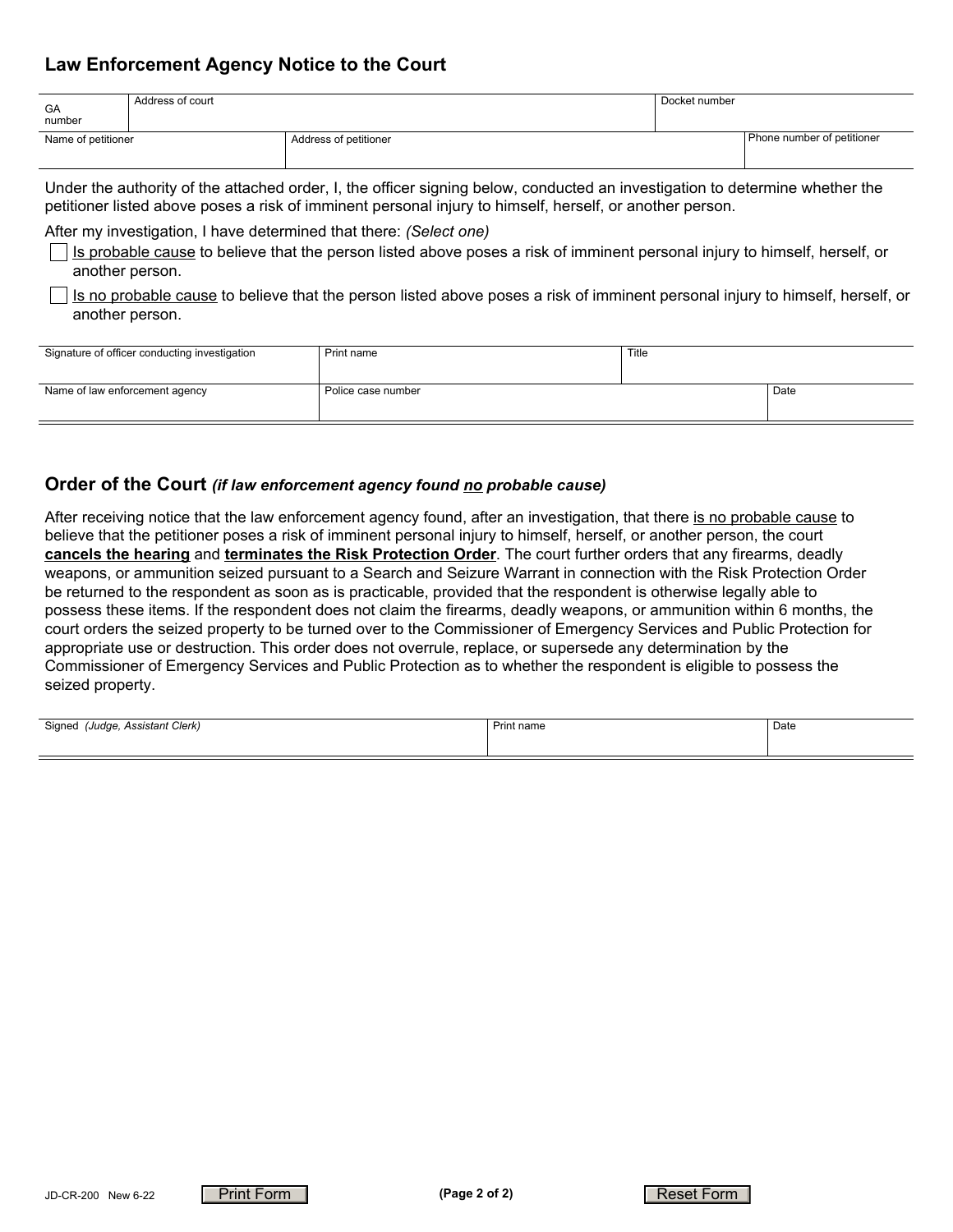## Law Enforcement Agency Notice to the Court

| GA number | Address of court | | Docket number |
|---|---|---|---|
| Name of petitioner | Address of petitioner | | Phone number of petitioner |

Under the authority of the attached order, I, the officer signing below, conducted an investigation to determine whether the petitioner listed above poses a risk of imminent personal injury to himself, herself, or another person.

After my investigation, I have determined that there: *(Select one)*

- ☐ Is probable cause to believe that the person listed above poses a risk of imminent personal injury to himself, herself, or another person.
- ☐ Is no probable cause to believe that the person listed above poses a risk of imminent personal injury to himself, herself, or another person.

| Signature of officer conducting investigation | Print name | Title |
|---|---|---|
| Name of law enforcement agency | Police case number | Date |

## Order of the Court *(if law enforcement agency found no probable cause)*

After receiving notice that the law enforcement agency found, after an investigation, that there is no probable cause to believe that the petitioner poses a risk of imminent personal injury to himself, herself, or another person, the court **cancels the hearing** and **terminates the Risk Protection Order**. The court further orders that any firearms, deadly weapons, or ammunition seized pursuant to a Search and Seizure Warrant in connection with the Risk Protection Order be returned to the respondent as soon as is practicable, provided that the respondent is otherwise legally able to possess these items. If the respondent does not claim the firearms, deadly weapons, or ammunition within 6 months, the court orders the seized property to be turned over to the Commissioner of Emergency Services and Public Protection for appropriate use or destruction. This order does not overrule, replace, or supersede any determination by the Commissioner of Emergency Services and Public Protection as to whether the respondent is eligible to possess the seized property.

| Signed *(Judge, Assistant Clerk)* | Print name | Date |
|---|---|---|

JD-CR-200 New 6-22